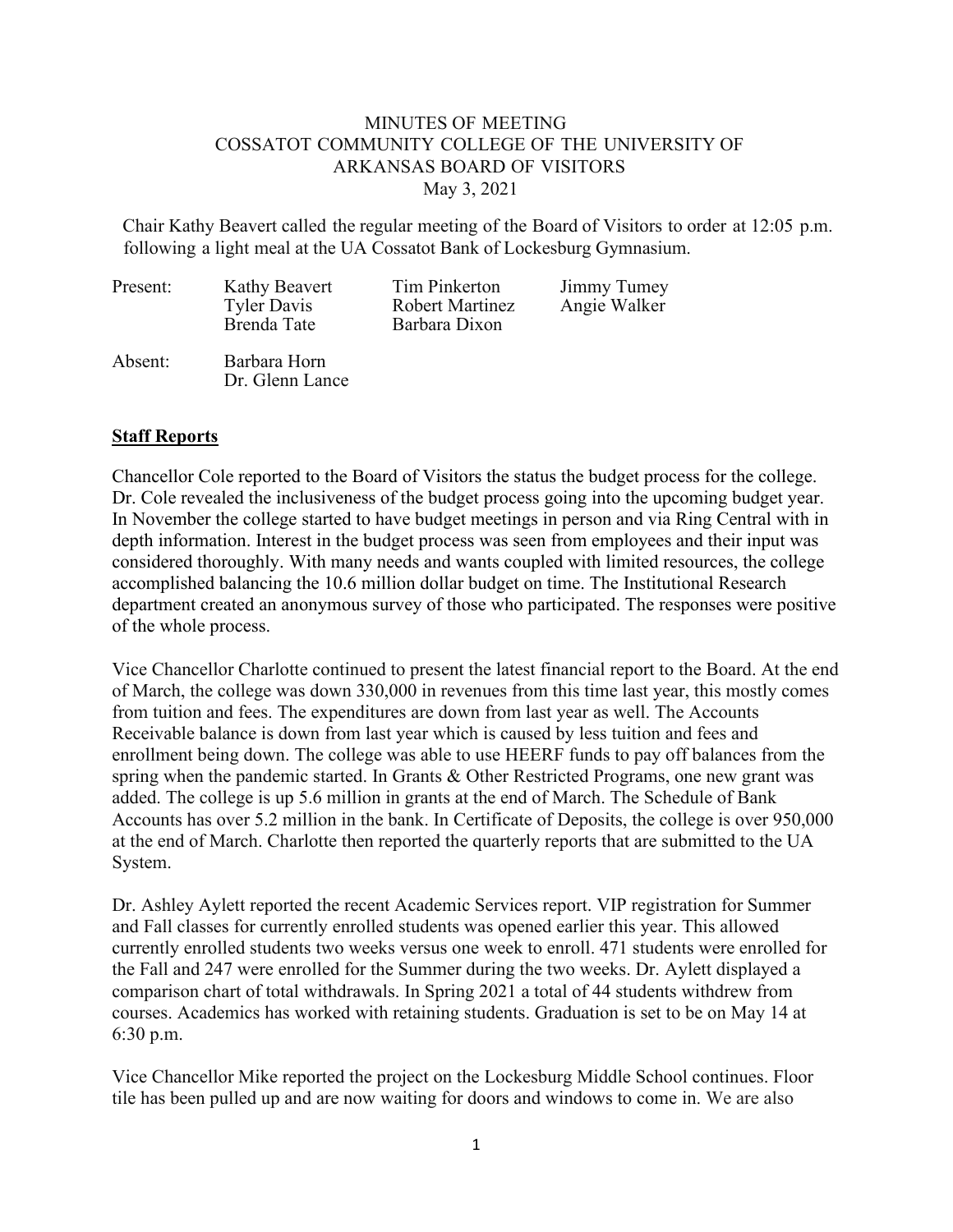MINUTES OF MEETING
COSSATOT COMMUNITY COLLEGE OF THE UNIVERSITY OF ARKANSAS BOARD OF VISITORS
May 3, 2021

Chair Kathy Beavert called the regular meeting of the Board of Visitors to order at 12:05 p.m. following a light meal at the UA Cossatot Bank of Lockesburg Gymnasium.

| | | | |
|---|---|---|---|
| Present: | Kathy Beavert | Tim Pinkerton | Jimmy Tumey |
| | Tyler Davis | Robert Martinez | Angie Walker |
| | Brenda Tate | Barbara Dixon | |
| Absent: | Barbara Horn | | |
| | Dr. Glenn Lance | | |

## Staff Reports

Chancellor Cole reported to the Board of Visitors the status the budget process for the college. Dr. Cole revealed the inclusiveness of the budget process going into the upcoming budget year. In November the college started to have budget meetings in person and via Ring Central with in depth information. Interest in the budget process was seen from employees and their input was considered thoroughly. With many needs and wants coupled with limited resources, the college accomplished balancing the 10.6 million dollar budget on time. The Institutional Research department created an anonymous survey of those who participated. The responses were positive of the whole process.

Vice Chancellor Charlotte continued to present the latest financial report to the Board. At the end of March, the college was down 330,000 in revenues from this time last year, this mostly comes from tuition and fees. The expenditures are down from last year as well. The Accounts Receivable balance is down from last year which is caused by less tuition and fees and enrollment being down. The college was able to use HEERF funds to pay off balances from the spring when the pandemic started. In Grants & Other Restricted Programs, one new grant was added. The college is up 5.6 million in grants at the end of March. The Schedule of Bank Accounts has over 5.2 million in the bank. In Certificate of Deposits, the college is over 950,000 at the end of March. Charlotte then reported the quarterly reports that are submitted to the UA System.

Dr. Ashley Aylett reported the recent Academic Services report. VIP registration for Summer and Fall classes for currently enrolled students was opened earlier this year. This allowed currently enrolled students two weeks versus one week to enroll. 471 students were enrolled for the Fall and 247 were enrolled for the Summer during the two weeks. Dr. Aylett displayed a comparison chart of total withdrawals. In Spring 2021 a total of 44 students withdrew from courses. Academics has worked with retaining students. Graduation is set to be on May 14 at 6:30 p.m.

Vice Chancellor Mike reported the project on the Lockesburg Middle School continues. Floor tile has been pulled up and are now waiting for doors and windows to come in. We are also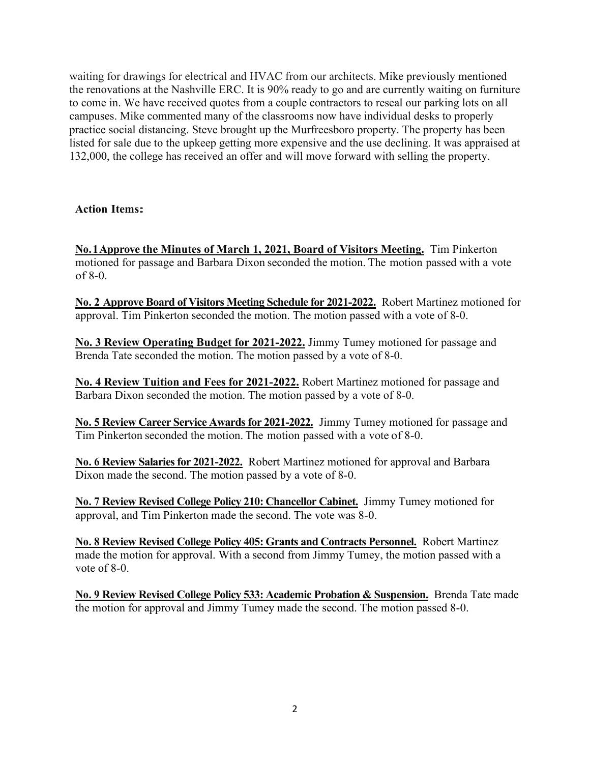waiting for drawings for electrical and HVAC from our architects. Mike previously mentioned the renovations at the Nashville ERC. It is 90% ready to go and are currently waiting on furniture to come in. We have received quotes from a couple contractors to reseal our parking lots on all campuses. Mike commented many of the classrooms now have individual desks to properly practice social distancing. Steve brought up the Murfreesboro property. The property has been listed for sale due to the upkeep getting more expensive and the use declining. It was appraised at 132,000, the college has received an offer and will move forward with selling the property.

**Action Items:**

**<u>No. 1 Approve the Minutes of March 1, 2021, Board of Visitors Meeting.</u>** Tim Pinkerton motioned for passage and Barbara Dixon seconded the motion. The motion passed with a vote of 8-0.

**<u>No. 2 Approve Board of Visitors Meeting Schedule for 2021-2022.</u>** Robert Martinez motioned for approval. Tim Pinkerton seconded the motion. The motion passed with a vote of 8-0.

**<u>No. 3 Review Operating Budget for 2021-2022.</u>** Jimmy Tumey motioned for passage and Brenda Tate seconded the motion. The motion passed by a vote of 8-0.

**<u>No. 4 Review Tuition and Fees for 2021-2022.</u>** Robert Martinez motioned for passage and Barbara Dixon seconded the motion. The motion passed by a vote of 8-0.

**<u>No. 5 Review Career Service Awards for 2021-2022.</u>** Jimmy Tumey motioned for passage and Tim Pinkerton seconded the motion. The motion passed with a vote of 8-0.

**<u>No. 6 Review Salaries for 2021-2022.</u>** Robert Martinez motioned for approval and Barbara Dixon made the second. The motion passed by a vote of 8-0.

**<u>No. 7 Review Revised College Policy 210: Chancellor Cabinet.</u>** Jimmy Tumey motioned for approval, and Tim Pinkerton made the second. The vote was 8-0.

**<u>No. 8 Review Revised College Policy 405: Grants and Contracts Personnel.</u>** Robert Martinez made the motion for approval. With a second from Jimmy Tumey, the motion passed with a vote of 8-0.

**<u>No. 9 Review Revised College Policy 533: Academic Probation & Suspension.</u>** Brenda Tate made the motion for approval and Jimmy Tumey made the second. The motion passed 8-0.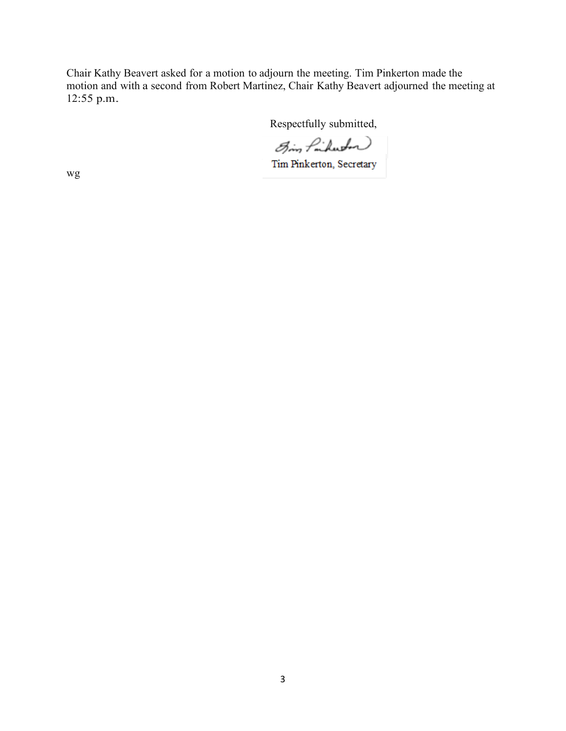Chair Kathy Beavert asked for a motion to adjourn the meeting. Tim Pinkerton made the motion and with a second from Robert Martinez, Chair Kathy Beavert adjourned the meeting at 12:55 p.m.

Respectfully submitted,

Tim Pinkerton, Secretary

wg